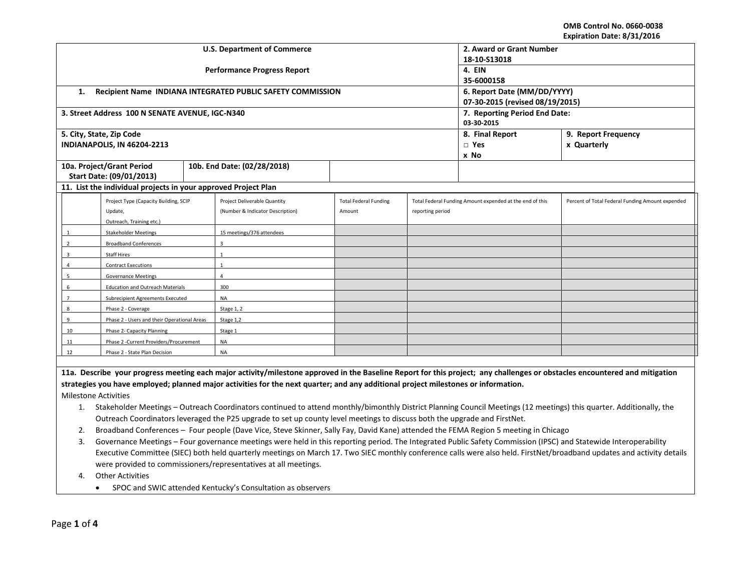OMB Control No. 0660-0038
Expiration Date: 8/31/2016

| U.S. Department of Commerce<br><br>Performance Progress Report | 2. Award or Grant Number<br>18-10-S13018 | |
|---|---|---|
| | 4. EIN<br>35-6000158 | |
| 1. Recipient Name INDIANA INTEGRATED PUBLIC SAFETY COMMISSION | 6. Report Date (MM/DD/YYYY)<br>07-30-2015 (revised 08/19/2015) | |
| 3. Street Address 100 N SENATE AVENUE, IGC-N340 | 7. Reporting Period End Date:<br>03-30-2015 | |
| 5. City, State, Zip Code<br>INDIANAPOLIS, IN 46204-2213 | 8. Final Report<br>□ Yes<br>x No | 9. Report Frequency<br>x Quarterly |
| 10a. Project/Grant Period Start Date: (09/01/2013) | 10b. End Date: (02/28/2018) | |

**11. List the individual projects in your approved Project Plan**

| | Project Type (Capacity Building, SCIP Update, Outreach, Training etc.) | Project Deliverable Quantity (Number & Indicator Description) | Total Federal Funding Amount | Total Federal Funding Amount expended at the end of this reporting period | Percent of Total Federal Funding Amount expended |
|---|---|---|---|---|---|
| 1 | Stakeholder Meetings | 15 meetings/376 attendees | | | |
| 2 | Broadband Conferences | 3 | | | |
| 3 | Staff Hires | 1 | | | |
| 4 | Contract Executions | 1 | | | |
| 5 | Governance Meetings | 4 | | | |
| 6 | Education and Outreach Materials | 300 | | | |
| 7 | Subrecipient Agreements Executed | NA | | | |
| 8 | Phase 2 - Coverage | Stage 1, 2 | | | |
| 9 | Phase 2 - Users and their Operational Areas | Stage 1,2 | | | |
| 10 | Phase 2- Capacity Planning | Stage 1 | | | |
| 11 | Phase 2 -Current Providers/Procurement | NA | | | |
| 12 | Phase 2 - State Plan Decision | NA | | | |

**11a. Describe your progress meeting each major activity/milestone approved in the Baseline Report for this project; any challenges or obstacles encountered and mitigation strategies you have employed; planned major activities for the next quarter; and any additional project milestones or information.**

Milestone Activities

1. Stakeholder Meetings – Outreach Coordinators continued to attend monthly/bimonthly District Planning Council Meetings (12 meetings) this quarter. Additionally, the Outreach Coordinators leveraged the P25 upgrade to set up county level meetings to discuss both the upgrade and FirstNet.
2. Broadband Conferences – Four people (Dave Vice, Steve Skinner, Sally Fay, David Kane) attended the FEMA Region 5 meeting in Chicago
3. Governance Meetings – Four governance meetings were held in this reporting period. The Integrated Public Safety Commission (IPSC) and Statewide Interoperability Executive Committee (SIEC) both held quarterly meetings on March 17. Two SIEC monthly conference calls were also held. FirstNet/broadband updates and activity details were provided to commissioners/representatives at all meetings.
4. Other Activities
   - SPOC and SWIC attended Kentucky's Consultation as observers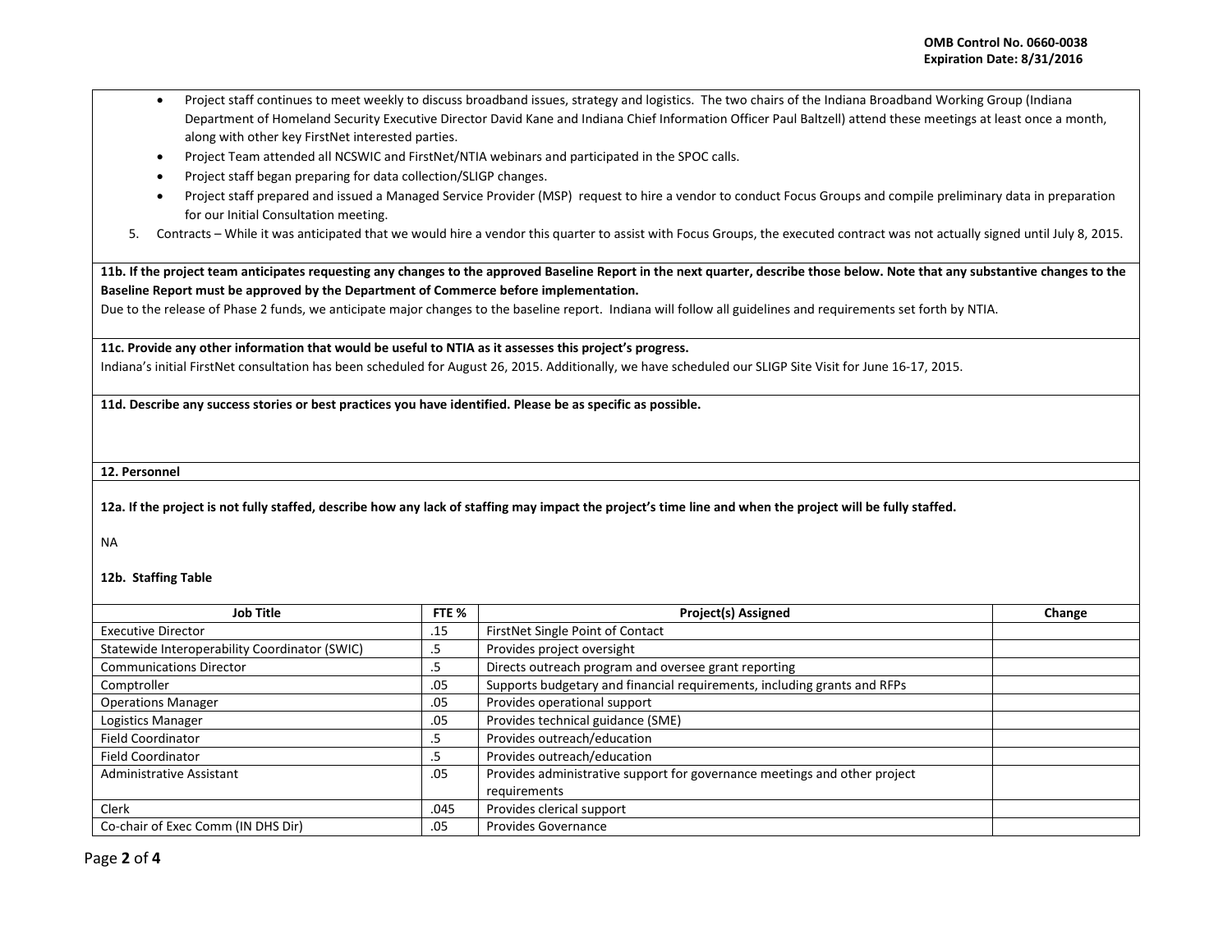- Project staff continues to meet weekly to discuss broadband issues, strategy and logistics. The two chairs of the Indiana Broadband Working Group (Indiana Department of Homeland Security Executive Director David Kane and Indiana Chief Information Officer Paul Baltzell) attend these meetings at least once a month, along with other key FirstNet interested parties.
- Project Team attended all NCSWIC and FirstNet/NTIA webinars and participated in the SPOC calls.
- Project staff began preparing for data collection/SLIGP changes.
- Project staff prepared and issued a Managed Service Provider (MSP) request to hire a vendor to conduct Focus Groups and compile preliminary data in preparation for our Initial Consultation meeting.

5. Contracts – While it was anticipated that we would hire a vendor this quarter to assist with Focus Groups, the executed contract was not actually signed until July 8, 2015.

**11b. If the project team anticipates requesting any changes to the approved Baseline Report in the next quarter, describe those below. Note that any substantive changes to the Baseline Report must be approved by the Department of Commerce before implementation.**

Due to the release of Phase 2 funds, we anticipate major changes to the baseline report. Indiana will follow all guidelines and requirements set forth by NTIA.

**11c. Provide any other information that would be useful to NTIA as it assesses this project's progress.**

Indiana's initial FirstNet consultation has been scheduled for August 26, 2015. Additionally, we have scheduled our SLIGP Site Visit for June 16-17, 2015.

**11d. Describe any success stories or best practices you have identified. Please be as specific as possible.**

**12. Personnel**

**12a. If the project is not fully staffed, describe how any lack of staffing may impact the project's time line and when the project will be fully staffed.**

NA

**12b. Staffing Table**

| Job Title | FTE % | Project(s) Assigned | Change |
|---|---|---|---|
| Executive Director | .15 | FirstNet Single Point of Contact | |
| Statewide Interoperability Coordinator (SWIC) | .5 | Provides project oversight | |
| Communications Director | .5 | Directs outreach program and oversee grant reporting | |
| Comptroller | .05 | Supports budgetary and financial requirements, including grants and RFPs | |
| Operations Manager | .05 | Provides operational support | |
| Logistics Manager | .05 | Provides technical guidance (SME) | |
| Field Coordinator | .5 | Provides outreach/education | |
| Field Coordinator | .5 | Provides outreach/education | |
| Administrative Assistant | .05 | Provides administrative support for governance meetings and other project requirements | |
| Clerk | .045 | Provides clerical support | |
| Co-chair of Exec Comm (IN DHS Dir) | .05 | Provides Governance | |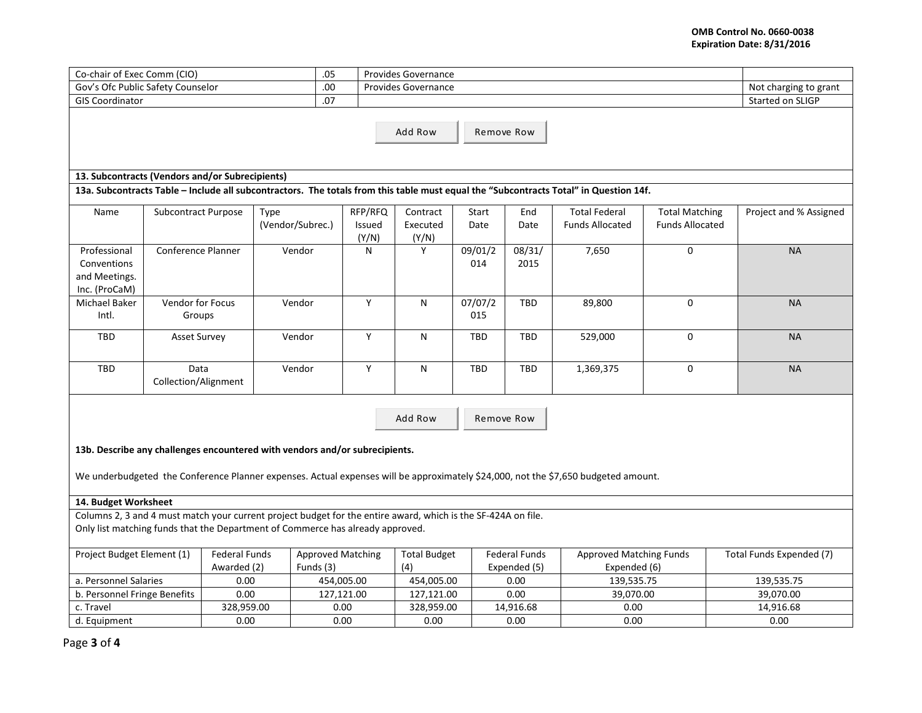| | | | |
|---|---|---|---|
| Co-chair of Exec Comm (CIO) | .05 | Provides Governance | |
| Gov's Ofc Public Safety Counselor | .00 | Provides Governance | Not charging to grant |
| GIS Coordinator | .07 | | Started on SLIGP |

Add Row | Remove Row

**13. Subcontracts (Vendors and/or Subrecipients)**

**13a. Subcontracts Table – Include all subcontractors. The totals from this table must equal the "Subcontracts Total" in Question 14f.**

| Name | Subcontract Purpose | Type (Vendor/Subrec.) | RFP/RFQ Issued (Y/N) | Contract Executed (Y/N) | Start Date | End Date | Total Federal Funds Allocated | Total Matching Funds Allocated | Project and % Assigned |
|---|---|---|---|---|---|---|---|---|---|
| Professional Conventions and Meetings. Inc. (ProCaM) | Conference Planner | Vendor | N | Y | 09/01/2014 | 08/31/2015 | 7,650 | 0 | NA |
| Michael Baker Intl. | Vendor for Focus Groups | Vendor | Y | N | 07/07/2015 | TBD | 89,800 | 0 | NA |
| TBD | Asset Survey | Vendor | Y | N | TBD | TBD | 529,000 | 0 | NA |
| TBD | Data Collection/Alignment | Vendor | Y | N | TBD | TBD | 1,369,375 | 0 | NA |

Add Row | Remove Row

**13b. Describe any challenges encountered with vendors and/or subrecipients.**

We underbudgeted the Conference Planner expenses. Actual expenses will be approximately $24,000, not the $7,650 budgeted amount.

**14. Budget Worksheet**

Columns 2, 3 and 4 must match your current project budget for the entire award, which is the SF-424A on file.
Only list matching funds that the Department of Commerce has already approved.

| Project Budget Element (1) | Federal Funds Awarded (2) | Approved Matching Funds (3) | Total Budget (4) | Federal Funds Expended (5) | Approved Matching Funds Expended (6) | Total Funds Expended (7) |
|---|---|---|---|---|---|---|
| a. Personnel Salaries | 0.00 | 454,005.00 | 454,005.00 | 0.00 | 139,535.75 | 139,535.75 |
| b. Personnel Fringe Benefits | 0.00 | 127,121.00 | 127,121.00 | 0.00 | 39,070.00 | 39,070.00 |
| c. Travel | 328,959.00 | 0.00 | 328,959.00 | 14,916.68 | 0.00 | 14,916.68 |
| d. Equipment | 0.00 | 0.00 | 0.00 | 0.00 | 0.00 | 0.00 |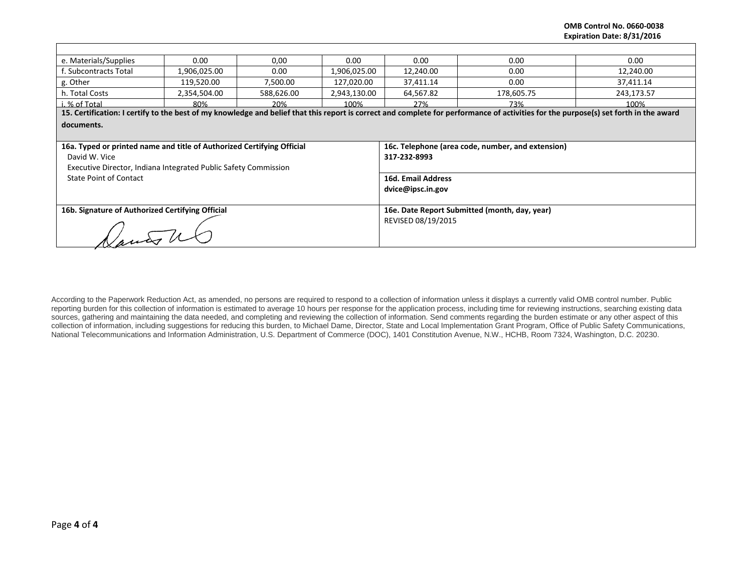OMB Control No. 0660-0038
Expiration Date: 8/31/2016

| | | | | | | |
|---|---|---|---|---|---|---|
| e. Materials/Supplies | 0.00 | 0,00 | 0.00 | 0.00 | 0.00 | 0.00 |
| f. Subcontracts Total | 1,906,025.00 | 0.00 | 1,906,025.00 | 12,240.00 | 0.00 | 12,240.00 |
| g. Other | 119,520.00 | 7,500.00 | 127,020.00 | 37,411.14 | 0.00 | 37,411.14 |
| h. Total Costs | 2,354,504.00 | 588,626.00 | 2,943,130.00 | 64,567.82 | 178,605.75 | 243,173.57 |
| i. % of Total | 80% | 20% | 100% | 27% | 73% | 100% |

**15. Certification: I certify to the best of my knowledge and belief that this report is correct and complete for performance of activities for the purpose(s) set forth in the award documents.**

| | |
|---|---|
| **16a. Typed or printed name and title of Authorized Certifying Official**<br>David W. Vice<br>Executive Director, Indiana Integrated Public Safety Commission<br>State Point of Contact | **16c. Telephone (area code, number, and extension)**<br>**317-232-8993**<br><br>**16d. Email Address**<br>**dvice@ipsc.in.gov** |
| **16b. Signature of Authorized Certifying Official** | **16e. Date Report Submitted (month, day, year)**<br>REVISED 08/19/2015 |

According to the Paperwork Reduction Act, as amended, no persons are required to respond to a collection of information unless it displays a currently valid OMB control number. Public reporting burden for this collection of information is estimated to average 10 hours per response for the application process, including time for reviewing instructions, searching existing data sources, gathering and maintaining the data needed, and completing and reviewing the collection of information. Send comments regarding the burden estimate or any other aspect of this collection of information, including suggestions for reducing this burden, to Michael Dame, Director, State and Local Implementation Grant Program, Office of Public Safety Communications, National Telecommunications and Information Administration, U.S. Department of Commerce (DOC), 1401 Constitution Avenue, N.W., HCHB, Room 7324, Washington, D.C. 20230.